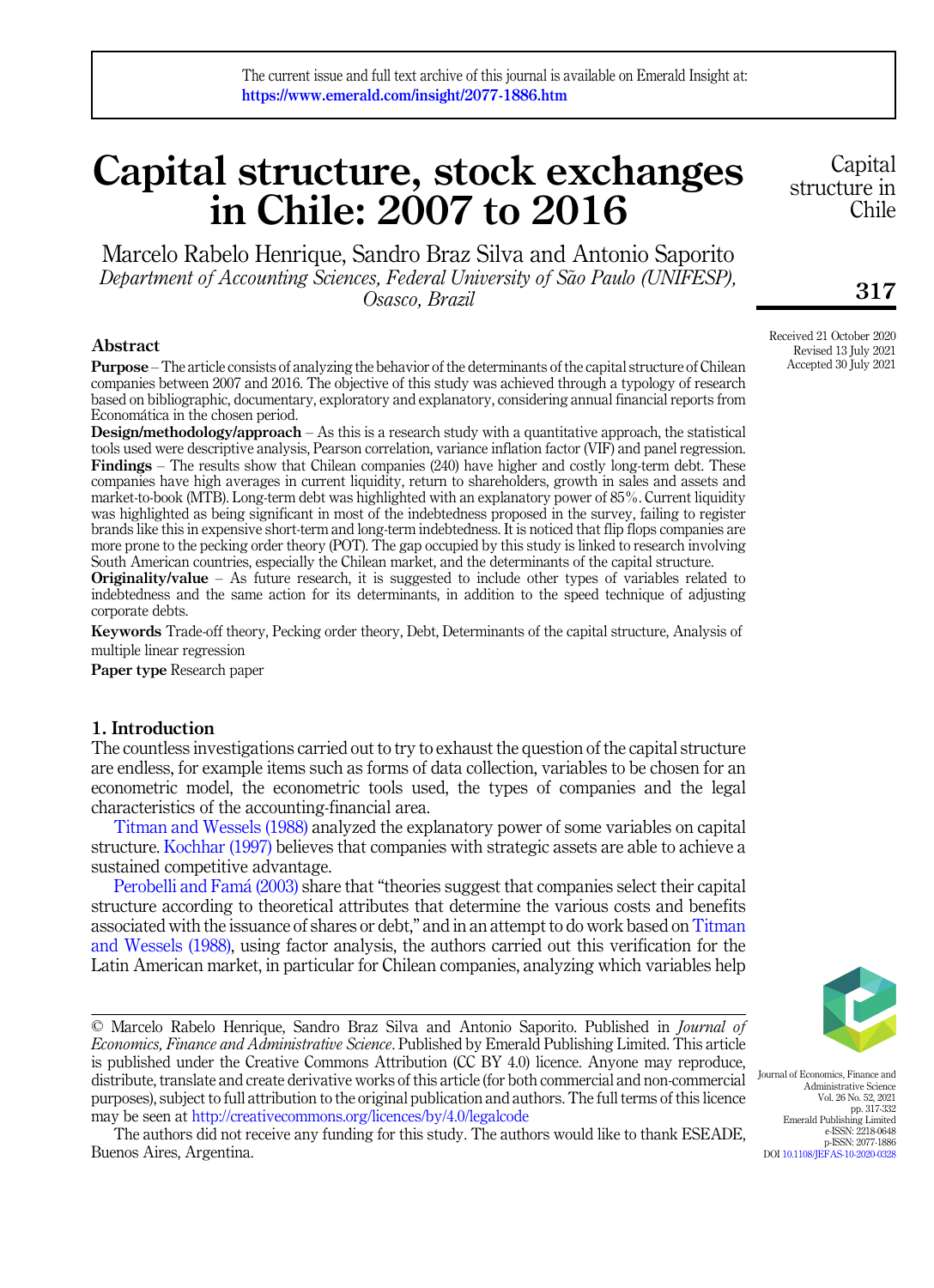The current issue and full text archive of this journal is available on Emerald Insight at: https://www.emerald.com/insight/2077-1886.htm

# Capital structure, stock exchanges in Chile: 2007 to 2016

Marcelo Rabelo Henrique, Sandro Braz Silva and Antonio Saporito
*Department of Accounting Sciences, Federal University of São Paulo (UNIFESP), Osasco, Brazil*

Received 21 October 2020
Revised 13 July 2021
Accepted 30 July 2021

## Abstract

**Purpose** – The article consists of analyzing the behavior of the determinants of the capital structure of Chilean companies between 2007 and 2016. The objective of this study was achieved through a typology of research based on bibliographic, documentary, exploratory and explanatory, considering annual financial reports from Economática in the chosen period.

**Design/methodology/approach** – As this is a research study with a quantitative approach, the statistical tools used were descriptive analysis, Pearson correlation, variance inflation factor (VIF) and panel regression.

**Findings** – The results show that Chilean companies (240) have higher and costly long-term debt. These companies have high averages in current liquidity, return to shareholders, growth in sales and assets and market-to-book (MTB). Long-term debt was highlighted with an explanatory power of 85%. Current liquidity was highlighted as being significant in most of the indebtedness proposed in the survey, failing to register brands like this in expensive short-term and long-term indebtedness. It is noticed that flip flops companies are more prone to the pecking order theory (POT). The gap occupied by this study is linked to research involving South American countries, especially the Chilean market, and the determinants of the capital structure.

**Originality/value** – As future research, it is suggested to include other types of variables related to indebtedness and the same action for its determinants, in addition to the speed technique of adjusting corporate debts.

**Keywords** Trade-off theory, Pecking order theory, Debt, Determinants of the capital structure, Analysis of multiple linear regression

**Paper type** Research paper

## 1. Introduction

The countless investigations carried out to try to exhaust the question of the capital structure are endless, for example items such as forms of data collection, variables to be chosen for an econometric model, the econometric tools used, the types of companies and the legal characteristics of the accounting-financial area.

Titman and Wessels (1988) analyzed the explanatory power of some variables on capital structure. Kochhar (1997) believes that companies with strategic assets are able to achieve a sustained competitive advantage.

Perobelli and Famá (2003) share that "theories suggest that companies select their capital structure according to theoretical attributes that determine the various costs and benefits associated with the issuance of shares or debt," and in an attempt to do work based on Titman and Wessels (1988), using factor analysis, the authors carried out this verification for the Latin American market, in particular for Chilean companies, analyzing which variables help

© Marcelo Rabelo Henrique, Sandro Braz Silva and Antonio Saporito. Published in *Journal of Economics, Finance and Administrative Science*. Published by Emerald Publishing Limited. This article is published under the Creative Commons Attribution (CC BY 4.0) licence. Anyone may reproduce, distribute, translate and create derivative works of this article (for both commercial and non-commercial purposes), subject to full attribution to the original publication and authors. The full terms of this licence may be seen at http://creativecommons.org/licences/by/4.0/legalcode

The authors did not receive any funding for this study. The authors would like to thank ESEADE, Buenos Aires, Argentina.

Journal of Economics, Finance and Administrative Science
Vol. 26 No. 52, 2021
pp. 317-332
Emerald Publishing Limited
e-ISSN: 2218-0648
p-ISSN: 2077-1886
DOI 10.1108/JEFAS-10-2020-0328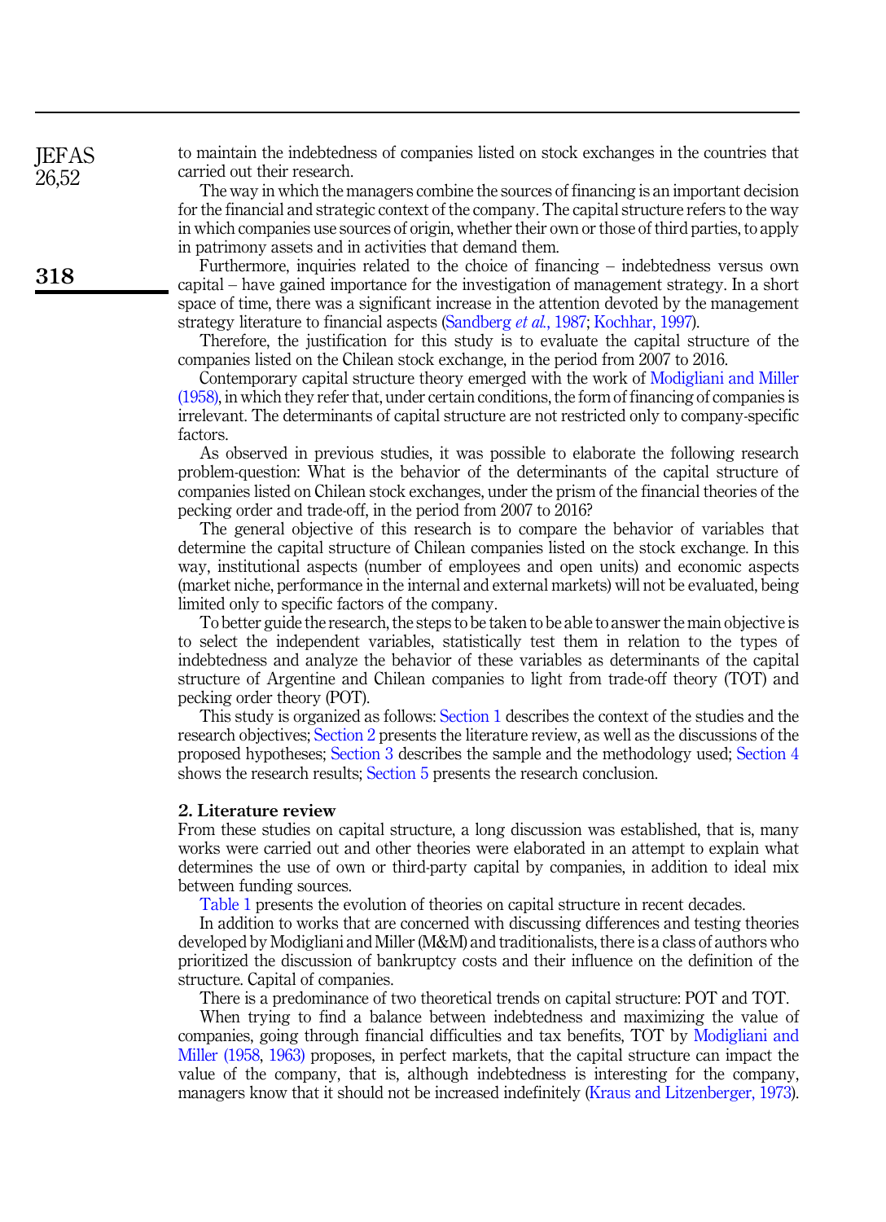to maintain the indebtedness of companies listed on stock exchanges in the countries that carried out their research.

The way in which the managers combine the sources of financing is an important decision for the financial and strategic context of the company. The capital structure refers to the way in which companies use sources of origin, whether their own or those of third parties, to apply in patrimony assets and in activities that demand them.

Furthermore, inquiries related to the choice of financing – indebtedness versus own capital – have gained importance for the investigation of management strategy. In a short space of time, there was a significant increase in the attention devoted by the management strategy literature to financial aspects (Sandberg *et al.*, 1987; Kochhar, 1997).

Therefore, the justification for this study is to evaluate the capital structure of the companies listed on the Chilean stock exchange, in the period from 2007 to 2016.

Contemporary capital structure theory emerged with the work of Modigliani and Miller (1958), in which they refer that, under certain conditions, the form of financing of companies is irrelevant. The determinants of capital structure are not restricted only to company-specific factors.

As observed in previous studies, it was possible to elaborate the following research problem-question: What is the behavior of the determinants of the capital structure of companies listed on Chilean stock exchanges, under the prism of the financial theories of the pecking order and trade-off, in the period from 2007 to 2016?

The general objective of this research is to compare the behavior of variables that determine the capital structure of Chilean companies listed on the stock exchange. In this way, institutional aspects (number of employees and open units) and economic aspects (market niche, performance in the internal and external markets) will not be evaluated, being limited only to specific factors of the company.

To better guide the research, the steps to be taken to be able to answer the main objective is to select the independent variables, statistically test them in relation to the types of indebtedness and analyze the behavior of these variables as determinants of the capital structure of Argentine and Chilean companies to light from trade-off theory (TOT) and pecking order theory (POT).

This study is organized as follows: Section 1 describes the context of the studies and the research objectives; Section 2 presents the literature review, as well as the discussions of the proposed hypotheses; Section 3 describes the sample and the methodology used; Section 4 shows the research results; Section 5 presents the research conclusion.

## 2. Literature review

From these studies on capital structure, a long discussion was established, that is, many works were carried out and other theories were elaborated in an attempt to explain what determines the use of own or third-party capital by companies, in addition to ideal mix between funding sources.

Table 1 presents the evolution of theories on capital structure in recent decades.

In addition to works that are concerned with discussing differences and testing theories developed by Modigliani and Miller (M&M) and traditionalists, there is a class of authors who prioritized the discussion of bankruptcy costs and their influence on the definition of the structure. Capital of companies.

There is a predominance of two theoretical trends on capital structure: POT and TOT.

When trying to find a balance between indebtedness and maximizing the value of companies, going through financial difficulties and tax benefits, TOT by Modigliani and Miller (1958, 1963) proposes, in perfect markets, that the capital structure can impact the value of the company, that is, although indebtedness is interesting for the company, managers know that it should not be increased indefinitely (Kraus and Litzenberger, 1973).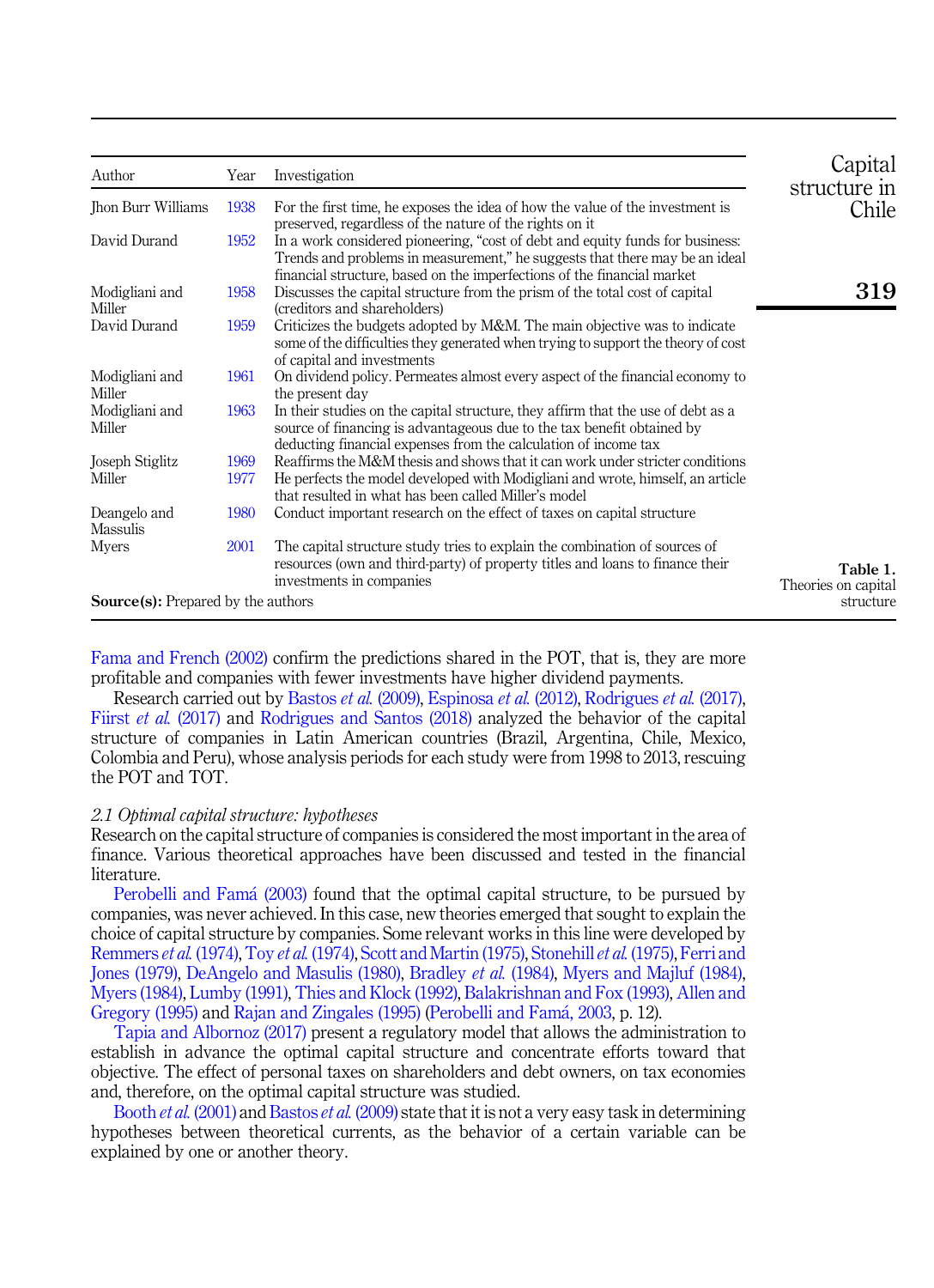| Author | Year | Investigation |
|---|---|---|
| Jhon Burr Williams | 1938 | For the first time, he exposes the idea of how the value of the investment is preserved, regardless of the nature of the rights on it |
| David Durand | 1952 | In a work considered pioneering, "cost of debt and equity funds for business: Trends and problems in measurement," he suggests that there may be an ideal financial structure, based on the imperfections of the financial market |
| Modigliani and Miller | 1958 | Discusses the capital structure from the prism of the total cost of capital (creditors and shareholders) |
| David Durand | 1959 | Criticizes the budgets adopted by M&M. The main objective was to indicate some of the difficulties they generated when trying to support the theory of cost of capital and investments |
| Modigliani and Miller | 1961 | On dividend policy. Permeates almost every aspect of the financial economy to the present day |
| Modigliani and Miller | 1963 | In their studies on the capital structure, they affirm that the use of debt as a source of financing is advantageous due to the tax benefit obtained by deducting financial expenses from the calculation of income tax |
| Joseph Stiglitz | 1969 | Reaffirms the M&M thesis and shows that it can work under stricter conditions |
| Miller | 1977 | He perfects the model developed with Modigliani and wrote, himself, an article that resulted in what has been called Miller's model |
| Deangelo and Massulis | 1980 | Conduct important research on the effect of taxes on capital structure |
| Myers | 2001 | The capital structure study tries to explain the combination of sources of resources (own and third-party) of property titles and loans to finance their investments in companies |

**Source(s):** Prepared by the authors

**Table 1.** Theories on capital structure

Fama and French (2002) confirm the predictions shared in the POT, that is, they are more profitable and companies with fewer investments have higher dividend payments.

Research carried out by Bastos *et al.* (2009), Espinosa *et al.* (2012), Rodrigues *et al.* (2017), Fiirst *et al.* (2017) and Rodrigues and Santos (2018) analyzed the behavior of the capital structure of companies in Latin American countries (Brazil, Argentina, Chile, Mexico, Colombia and Peru), whose analysis periods for each study were from 1998 to 2013, rescuing the POT and TOT.

### *2.1 Optimal capital structure: hypotheses*

Research on the capital structure of companies is considered the most important in the area of finance. Various theoretical approaches have been discussed and tested in the financial literature.

Perobelli and Famá (2003) found that the optimal capital structure, to be pursued by companies, was never achieved. In this case, new theories emerged that sought to explain the choice of capital structure by companies. Some relevant works in this line were developed by Remmers *et al.* (1974), Toy *et al.* (1974), Scott and Martin (1975), Stonehill *et al.* (1975), Ferri and Jones (1979), DeAngelo and Masulis (1980), Bradley *et al.* (1984), Myers and Majluf (1984), Myers (1984), Lumby (1991), Thies and Klock (1992), Balakrishnan and Fox (1993), Allen and Gregory (1995) and Rajan and Zingales (1995) (Perobelli and Famá, 2003, p. 12).

Tapia and Albornoz (2017) present a regulatory model that allows the administration to establish in advance the optimal capital structure and concentrate efforts toward that objective. The effect of personal taxes on shareholders and debt owners, on tax economies and, therefore, on the optimal capital structure was studied.

Booth *et al.* (2001) and Bastos *et al.* (2009) state that it is not a very easy task in determining hypotheses between theoretical currents, as the behavior of a certain variable can be explained by one or another theory.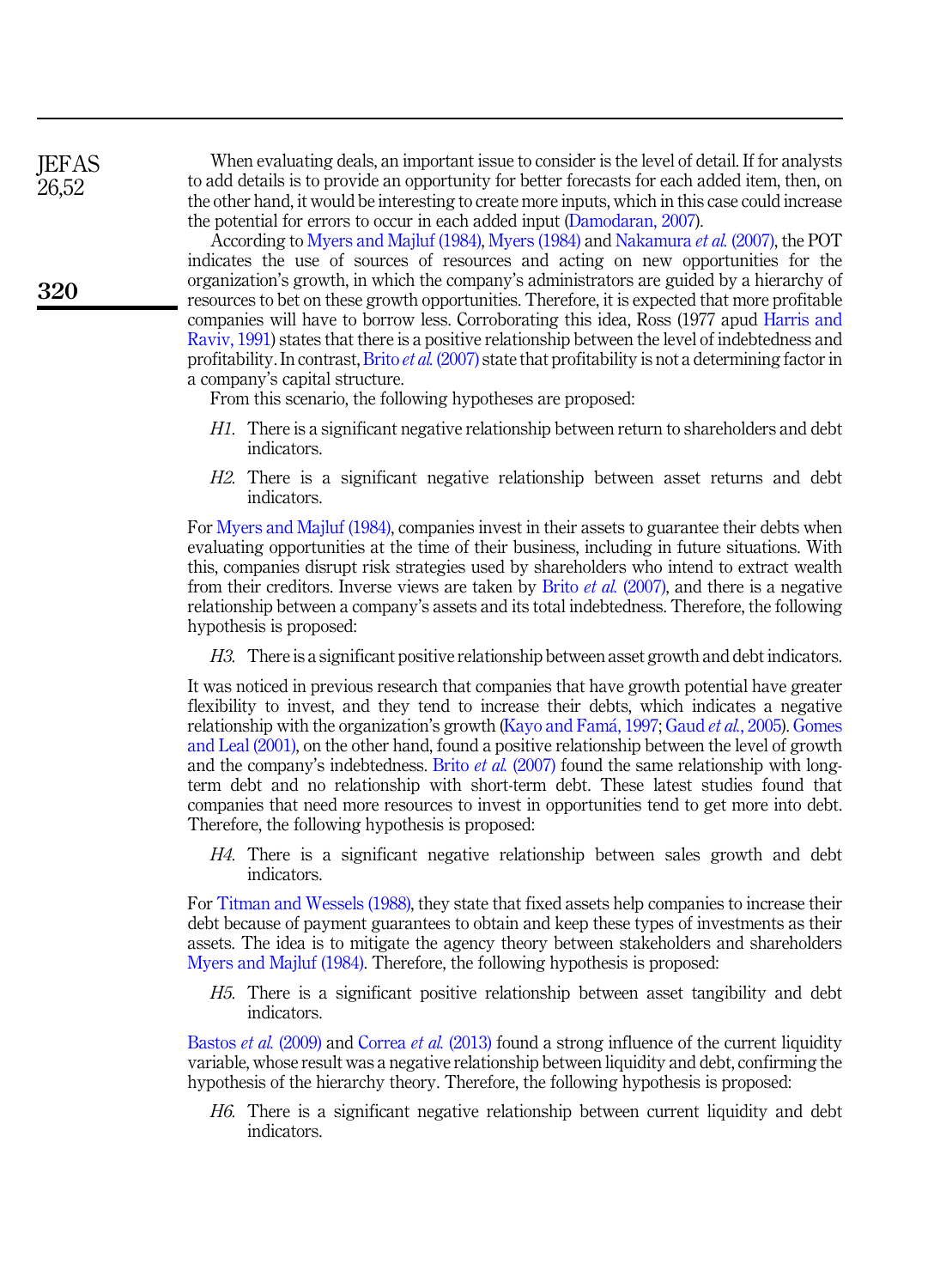When evaluating deals, an important issue to consider is the level of detail. If for analysts to add details is to provide an opportunity for better forecasts for each added item, then, on the other hand, it would be interesting to create more inputs, which in this case could increase the potential for errors to occur in each added input (Damodaran, 2007).

According to Myers and Majluf (1984), Myers (1984) and Nakamura *et al.* (2007), the POT indicates the use of sources of resources and acting on new opportunities for the organization's growth, in which the company's administrators are guided by a hierarchy of resources to bet on these growth opportunities. Therefore, it is expected that more profitable companies will have to borrow less. Corroborating this idea, Ross (1977 apud Harris and Raviv, 1991) states that there is a positive relationship between the level of indebtedness and profitability. In contrast, Brito *et al.* (2007) state that profitability is not a determining factor in a company's capital structure.

From this scenario, the following hypotheses are proposed:

*H1.* There is a significant negative relationship between return to shareholders and debt indicators.

*H2.* There is a significant negative relationship between asset returns and debt indicators.

For Myers and Majluf (1984), companies invest in their assets to guarantee their debts when evaluating opportunities at the time of their business, including in future situations. With this, companies disrupt risk strategies used by shareholders who intend to extract wealth from their creditors. Inverse views are taken by Brito *et al.* (2007), and there is a negative relationship between a company's assets and its total indebtedness. Therefore, the following hypothesis is proposed:

*H3.* There is a significant positive relationship between asset growth and debt indicators.

It was noticed in previous research that companies that have growth potential have greater flexibility to invest, and they tend to increase their debts, which indicates a negative relationship with the organization's growth (Kayo and Famá, 1997; Gaud *et al.*, 2005). Gomes and Leal (2001), on the other hand, found a positive relationship between the level of growth and the company's indebtedness. Brito *et al.* (2007) found the same relationship with long-term debt and no relationship with short-term debt. These latest studies found that companies that need more resources to invest in opportunities tend to get more into debt. Therefore, the following hypothesis is proposed:

*H4.* There is a significant negative relationship between sales growth and debt indicators.

For Titman and Wessels (1988), they state that fixed assets help companies to increase their debt because of payment guarantees to obtain and keep these types of investments as their assets. The idea is to mitigate the agency theory between stakeholders and shareholders Myers and Majluf (1984). Therefore, the following hypothesis is proposed:

*H5.* There is a significant positive relationship between asset tangibility and debt indicators.

Bastos *et al.* (2009) and Correa *et al.* (2013) found a strong influence of the current liquidity variable, whose result was a negative relationship between liquidity and debt, confirming the hypothesis of the hierarchy theory. Therefore, the following hypothesis is proposed:

*H6.* There is a significant negative relationship between current liquidity and debt indicators.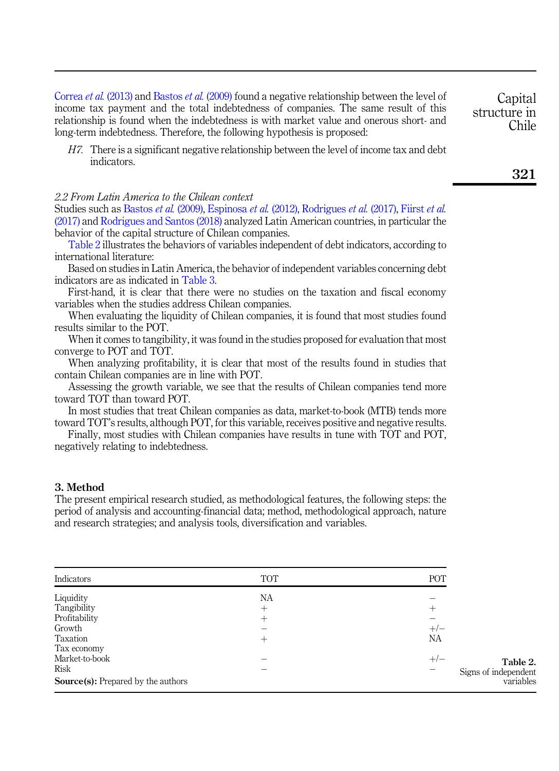Correa *et al.* (2013) and Bastos *et al.* (2009) found a negative relationship between the level of income tax payment and the total indebtedness of companies. The same result of this relationship is found when the indebtedness is with market value and onerous short- and long-term indebtedness. Therefore, the following hypothesis is proposed:

*H7.* There is a significant negative relationship between the level of income tax and debt indicators.

### *2.2 From Latin America to the Chilean context*

Studies such as Bastos *et al.* (2009), Espinosa *et al.* (2012), Rodrigues *et al.* (2017), Fiirst *et al.* (2017) and Rodrigues and Santos (2018) analyzed Latin American countries, in particular the behavior of the capital structure of Chilean companies.

Table 2 illustrates the behaviors of variables independent of debt indicators, according to international literature:

Based on studies in Latin America, the behavior of independent variables concerning debt indicators are as indicated in Table 3.

First-hand, it is clear that there were no studies on the taxation and fiscal economy variables when the studies address Chilean companies.

When evaluating the liquidity of Chilean companies, it is found that most studies found results similar to the POT.

When it comes to tangibility, it was found in the studies proposed for evaluation that most converge to POT and TOT.

When analyzing profitability, it is clear that most of the results found in studies that contain Chilean companies are in line with POT.

Assessing the growth variable, we see that the results of Chilean companies tend more toward TOT than toward POT.

In most studies that treat Chilean companies as data, market-to-book (MTB) tends more toward TOT's results, although POT, for this variable, receives positive and negative results.

Finally, most studies with Chilean companies have results in tune with TOT and POT, negatively relating to indebtedness.

## 3. Method

The present empirical research studied, as methodological features, the following steps: the period of analysis and accounting-financial data; method, methodological approach, nature and research strategies; and analysis tools, diversification and variables.

| Indicators | TOT | POT |
|---|---|---|
| Liquidity | NA | − |
| Tangibility | + | + |
| Profitability | + | − |
| Growth | − | +/− |
| Taxation | + | NA |
| Tax economy | | |
| Market-to-book | − | +/− |
| Risk | − | − |

**Source(s):** Prepared by the authors

**Table 2.** Signs of independent variables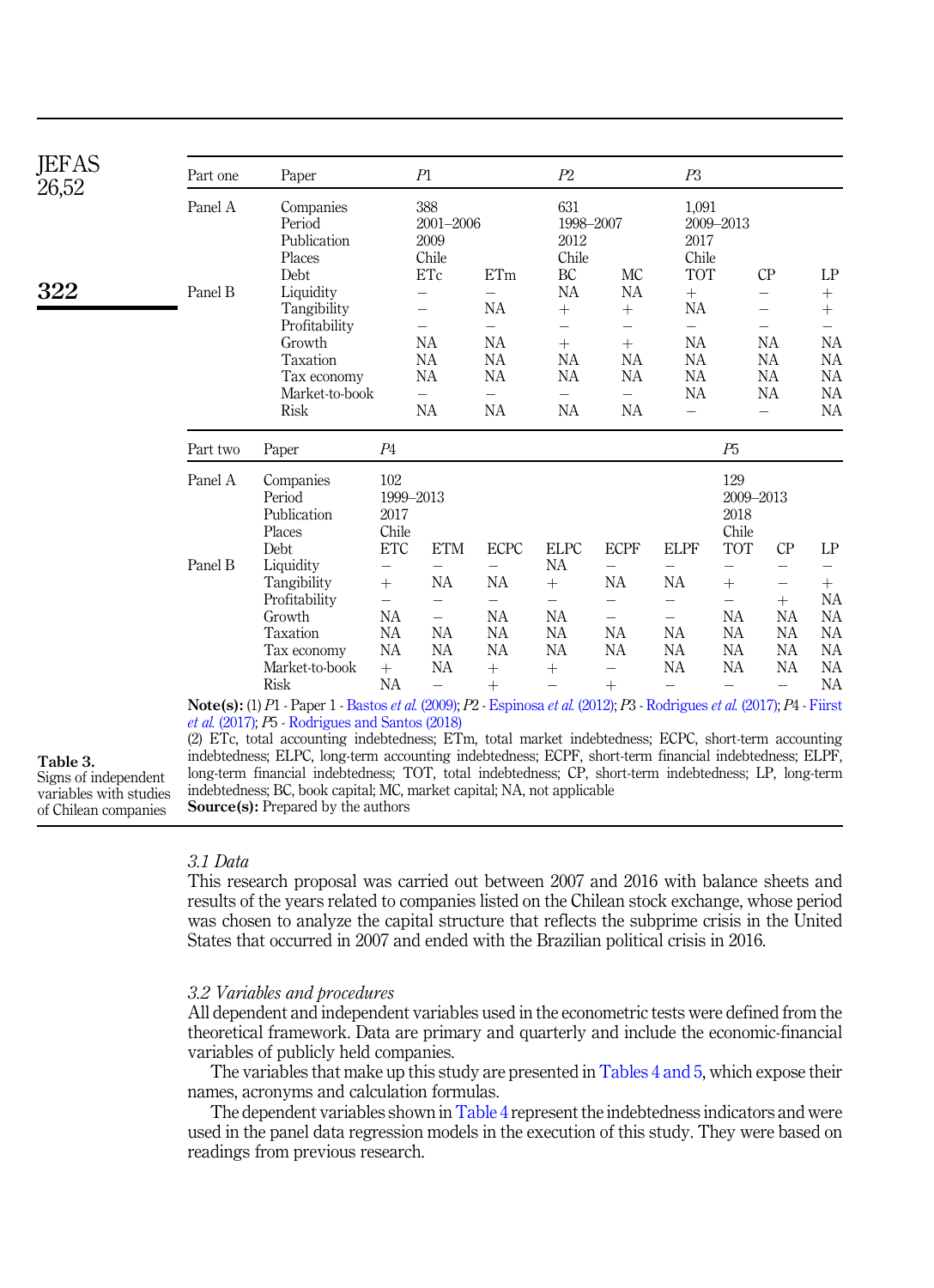Table 3. Signs of independent variables with studies of Chilean companies

| Part one | Paper | *P*1 | | *P*2 | | *P*3 | | |
|---|---|---|---|---|---|---|---|---|
| Panel A | Companies | 388 | | 631 | | 1,091 | | |
| | Period | 2001–2006 | | 1998–2007 | | 2009–2013 | | |
| | Publication | 2009 | | 2012 | | 2017 | | |
| | Places | Chile | | Chile | | Chile | | |
| | Debt | ETc | ETm | BC | MC | TOT | CP | LP |
| Panel B | Liquidity | – | – | NA | NA | + | – | + |
| | Tangibility | – | NA | + | + | NA | – | + |
| | Profitability | – | – | – | – | – | – | – |
| | Growth | NA | NA | + | + | NA | NA | NA |
| | Taxation | NA | NA | NA | NA | NA | NA | NA |
| | Tax economy | NA | NA | NA | NA | NA | NA | NA |
| | Market-to-book | – | – | – | – | NA | NA | NA |
| | Risk | NA | NA | NA | NA | – | – | NA |

| Part two | Paper | *P*4 | | | | | | *P*5 | | |
|---|---|---|---|---|---|---|---|---|---|---|
| Panel A | Companies | 102 | | | | | | 129 | | |
| | Period | 1999–2013 | | | | | | 2009–2013 | | |
| | Publication | 2017 | | | | | | 2018 | | |
| | Places | Chile | | | | | | Chile | | |
| | Debt | ETC | ETM | ECPC | ELPC | ECPF | ELPF | TOT | CP | LP |
| Panel B | Liquidity | – | – | – | NA | – | – | – | – | – |
| | Tangibility | + | NA | NA | + | NA | NA | + | – | + |
| | Profitability | – | – | – | – | – | – | – | + | NA |
| | Growth | NA | – | NA | NA | – | – | NA | NA | NA |
| | Taxation | NA | NA | NA | NA | NA | NA | NA | NA | NA |
| | Tax economy | NA | NA | NA | NA | NA | NA | NA | NA | NA |
| | Market-to-book | + | NA | + | + | – | NA | NA | NA | NA |
| | Risk | NA | – | + | – | + | – | – | – | NA |

**Note(s):** (1) *P*1 - Paper 1 - Bastos *et al.* (2009); *P*2 - Espinosa *et al.* (2012); *P*3 - Rodrigues *et al.* (2017); *P*4 - Fiirst *et al.* (2017); *P*5 - Rodrigues and Santos (2018)
(2) ETc, total accounting indebtedness; ETm, total market indebtedness; ECPC, short-term accounting indebtedness; ELPC, long-term accounting indebtedness; ECPF, short-term financial indebtedness; ELPF, long-term financial indebtedness; TOT, total indebtedness; CP, short-term indebtedness; LP, long-term indebtedness; BC, book capital; MC, market capital; NA, not applicable
**Source(s):** Prepared by the authors

### *3.1 Data*

This research proposal was carried out between 2007 and 2016 with balance sheets and results of the years related to companies listed on the Chilean stock exchange, whose period was chosen to analyze the capital structure that reflects the subprime crisis in the United States that occurred in 2007 and ended with the Brazilian political crisis in 2016.

### *3.2 Variables and procedures*

All dependent and independent variables used in the econometric tests were defined from the theoretical framework. Data are primary and quarterly and include the economic-financial variables of publicly held companies.

The variables that make up this study are presented in Tables 4 and 5, which expose their names, acronyms and calculation formulas.

The dependent variables shown in Table 4 represent the indebtedness indicators and were used in the panel data regression models in the execution of this study. They were based on readings from previous research.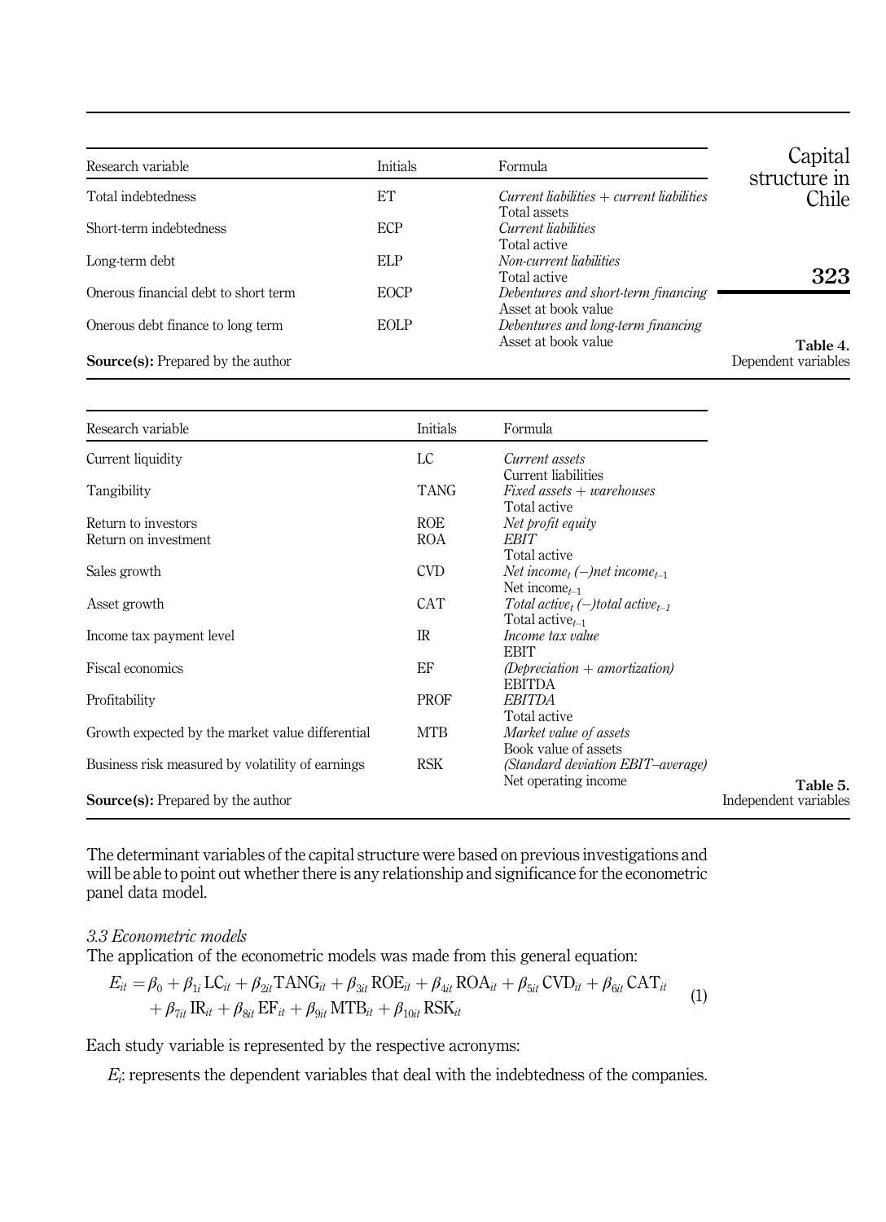| Research variable | Initials | Formula |
|---|---|---|
| Total indebtedness | ET | $\frac{\textit{Current liabilities} + \textit{current liabilities}}{\text{Total assets}}$ |
| Short-term indebtedness | ECP | $\frac{\textit{Current liabilities}}{\text{Total active}}$ |
| Long-term debt | ELP | $\frac{\textit{Non-current liabilities}}{\text{Total active}}$ |
| Onerous financial debt to short term | EOCP | $\frac{\textit{Debentures and short-term financing}}{\text{Asset at book value}}$ |
| Onerous debt finance to long term | EOLP | $\frac{\textit{Debentures and long-term financing}}{\text{Asset at book value}}$ |

**Source(s):** Prepared by the author

**Table 4.** Dependent variables

| Research variable | Initials | Formula |
|---|---|---|
| Current liquidity | LC | $\frac{\textit{Current assets}}{\text{Current liabilities}}$ |
| Tangibility | TANG | $\frac{\textit{Fixed assets} + \textit{warehouses}}{\text{Total active}}$ |
| Return to investors | ROE | *Net profit equity* |
| Return on investment | ROA | $\frac{\textit{EBIT}}{\text{Total active}}$ |
| Sales growth | CVD | $\frac{\textit{Net income}_t \, (-) \textit{net income}_{t-1}}{\text{Net income}_{t-1}}$ |
| Asset growth | CAT | $\frac{\textit{Total active}_t \, (-) \textit{total active}_{t-1}}{\text{Total active}_{t-1}}$ |
| Income tax payment level | IR | $\frac{\textit{Income tax value}}{\text{EBIT}}$ |
| Fiscal economics | EF | $\frac{(\textit{Depreciation} + \textit{amortization})}{\text{EBITDA}}$ |
| Profitability | PROF | $\frac{\textit{EBITDA}}{\text{Total active}}$ |
| Growth expected by the market value differential | MTB | $\frac{\textit{Market value of assets}}{\text{Book value of assets}}$ |
| Business risk measured by volatility of earnings | RSK | $\frac{(\textit{Standard deviation EBIT–average})}{\text{Net operating income}}$ |

**Source(s):** Prepared by the author

**Table 5.** Independent variables

The determinant variables of the capital structure were based on previous investigations and will be able to point out whether there is any relationship and significance for the econometric panel data model.

### 3.3 Econometric models

The application of the econometric models was made from this general equation:

$$E_{it} = \beta_0 + \beta_{1i}\,\text{LC}_{it} + \beta_{2it}\,\text{TANG}_{it} + \beta_{3it}\,\text{ROE}_{it} + \beta_{4it}\,\text{ROA}_{it} + \beta_{5it}\,\text{CVD}_{it} + \beta_{6it}\,\text{CAT}_{it} + \beta_{7it}\,\text{IR}_{it} + \beta_{8it}\,\text{EF}_{it} + \beta_{9it}\,\text{MTB}_{it} + \beta_{10it}\,\text{RSK}_{it} \tag{1}$$

Each study variable is represented by the respective acronyms:

$E_i$: represents the dependent variables that deal with the indebtedness of the companies.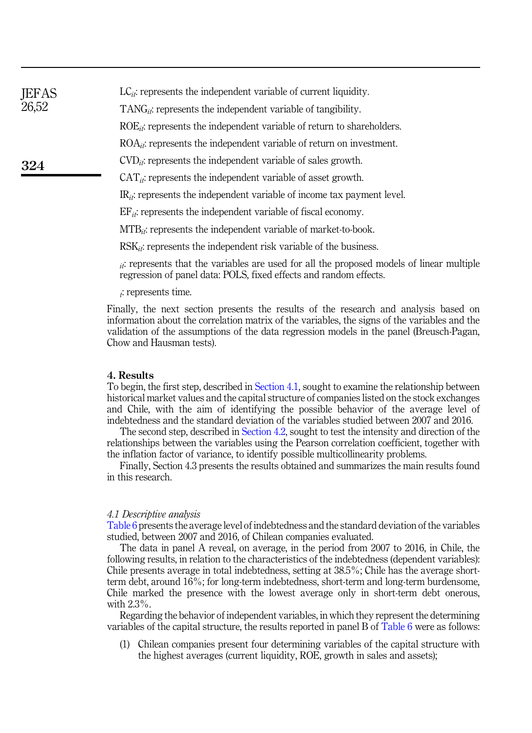$LC_{it}$: represents the independent variable of current liquidity.

$TANG_{it}$: represents the independent variable of tangibility.

$ROE_{it}$: represents the independent variable of return to shareholders.

$ROA_{it}$: represents the independent variable of return on investment.

$CVD_{it}$: represents the independent variable of sales growth.

$CAT_{it}$: represents the independent variable of asset growth.

$IR_{it}$: represents the independent variable of income tax payment level.

$EF_{it}$: represents the independent variable of fiscal economy.

$MTB_{it}$: represents the independent variable of market-to-book.

$RSK_{it}$: represents the independent risk variable of the business.

$_{it}$: represents that the variables are used for all the proposed models of linear multiple regression of panel data: POLS, fixed effects and random effects.

$_{t}$: represents time.

Finally, the next section presents the results of the research and analysis based on information about the correlation matrix of the variables, the signs of the variables and the validation of the assumptions of the data regression models in the panel (Breusch-Pagan, Chow and Hausman tests).

## 4. Results

To begin, the first step, described in Section 4.1, sought to examine the relationship between historical market values and the capital structure of companies listed on the stock exchanges and Chile, with the aim of identifying the possible behavior of the average level of indebtedness and the standard deviation of the variables studied between 2007 and 2016.

The second step, described in Section 4.2, sought to test the intensity and direction of the relationships between the variables using the Pearson correlation coefficient, together with the inflation factor of variance, to identify possible multicollinearity problems.

Finally, Section 4.3 presents the results obtained and summarizes the main results found in this research.

### *4.1 Descriptive analysis*

Table 6 presents the average level of indebtedness and the standard deviation of the variables studied, between 2007 and 2016, of Chilean companies evaluated.

The data in panel A reveal, on average, in the period from 2007 to 2016, in Chile, the following results, in relation to the characteristics of the indebtedness (dependent variables): Chile presents average in total indebtedness, setting at 38.5%; Chile has the average short-term debt, around 16%; for long-term indebtedness, short-term and long-term burdensome, Chile marked the presence with the lowest average only in short-term debt onerous, with 2.3%.

Regarding the behavior of independent variables, in which they represent the determining variables of the capital structure, the results reported in panel B of Table 6 were as follows:

(1) Chilean companies present four determining variables of the capital structure with the highest averages (current liquidity, ROE, growth in sales and assets);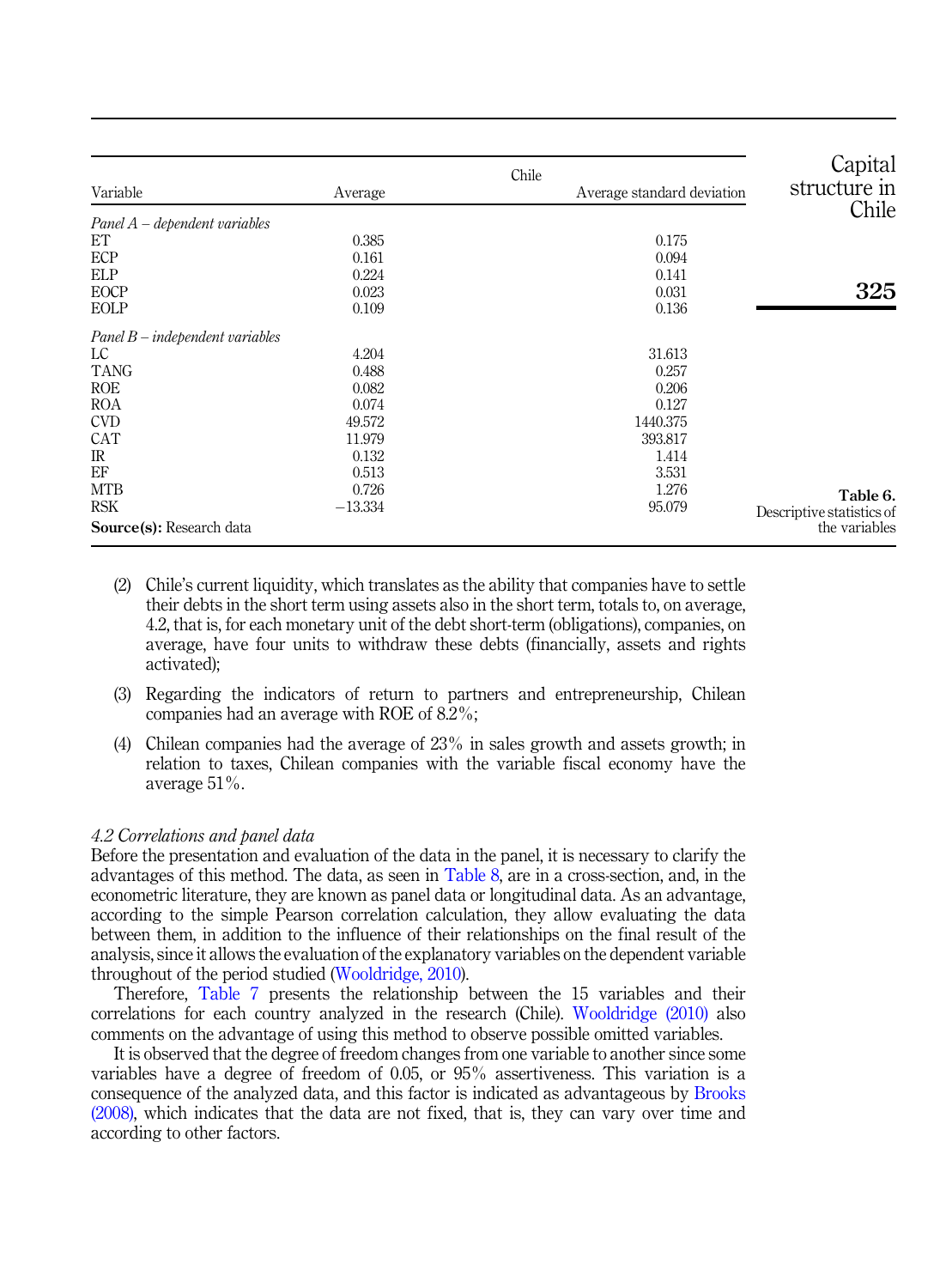| Variable | Chile Average | Chile Average standard deviation |
|---|---|---|
| *Panel A – dependent variables* | | |
| ET | 0.385 | 0.175 |
| ECP | 0.161 | 0.094 |
| ELP | 0.224 | 0.141 |
| EOCP | 0.023 | 0.031 |
| EOLP | 0.109 | 0.136 |
| *Panel B – independent variables* | | |
| LC | 4.204 | 31.613 |
| TANG | 0.488 | 0.257 |
| ROE | 0.082 | 0.206 |
| ROA | 0.074 | 0.127 |
| CVD | 49.572 | 1440.375 |
| CAT | 11.979 | 393.817 |
| IR | 0.132 | 1.414 |
| EF | 0.513 | 3.531 |
| MTB | 0.726 | 1.276 |
| RSK | −13.334 | 95.079 |

**Source(s):** Research data

**Table 6.** Descriptive statistics of the variables

(2) Chile's current liquidity, which translates as the ability that companies have to settle their debts in the short term using assets also in the short term, totals to, on average, 4.2, that is, for each monetary unit of the debt short-term (obligations), companies, on average, have four units to withdraw these debts (financially, assets and rights activated);

(3) Regarding the indicators of return to partners and entrepreneurship, Chilean companies had an average with ROE of 8.2%;

(4) Chilean companies had the average of 23% in sales growth and assets growth; in relation to taxes, Chilean companies with the variable fiscal economy have the average 51%.

### *4.2 Correlations and panel data*

Before the presentation and evaluation of the data in the panel, it is necessary to clarify the advantages of this method. The data, as seen in Table 8, are in a cross-section, and, in the econometric literature, they are known as panel data or longitudinal data. As an advantage, according to the simple Pearson correlation calculation, they allow evaluating the data between them, in addition to the influence of their relationships on the final result of the analysis, since it allows the evaluation of the explanatory variables on the dependent variable throughout of the period studied (Wooldridge, 2010).

Therefore, Table 7 presents the relationship between the 15 variables and their correlations for each country analyzed in the research (Chile). Wooldridge (2010) also comments on the advantage of using this method to observe possible omitted variables.

It is observed that the degree of freedom changes from one variable to another since some variables have a degree of freedom of 0.05, or 95% assertiveness. This variation is a consequence of the analyzed data, and this factor is indicated as advantageous by Brooks (2008), which indicates that the data are not fixed, that is, they can vary over time and according to other factors.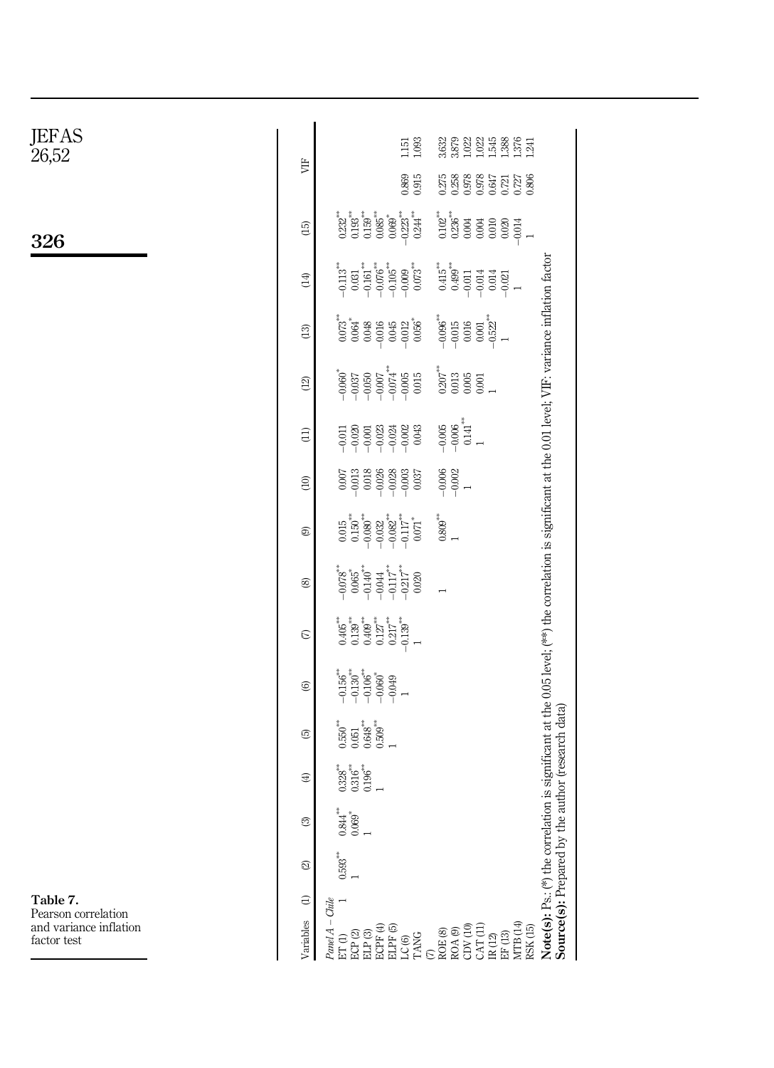**Table 7.** Pearson correlation and variance inflation factor test

| Variables | (1) | (2) | (3) | (4) | (5) | (6) | (7) | (8) | (9) | (10) | (11) | (12) | (13) | (14) | (15) | VIF | |
|---|---|---|---|---|---|---|---|---|---|---|---|---|---|---|---|---|---|
| *Panel A – Chile* | | | | | | | | | | | | | | | | | |
| ET (1) | 1 | 0.593** | 0.844** | 0.328** | 0.550** | −0.156** | 0.405** | −0.078* | 0.015 | 0.007 | −0.011 | −0.060* | 0.073** | −0.113** | 0.232** | | |
| ECP (2) | | 1 | 0.069* | 0.316** | 0.051 | −0.130** | 0.139** | 0.065* | 0.150** | −0.013 | −0.020 | −0.037 | 0.064* | 0.031 | 0.193** | | |
| ELP (3) | | | 1 | 0.196** | 0.648** | −0.106** | 0.409** | −0.140** | −0.080** | 0.018 | −0.001 | −0.050 | 0.048 | −0.161** | 0.159** | | |
| ECPF (4) | | | | 1 | 0.509** | −0.060* | 0.127** | −0.044 | −0.032 | −0.026 | −0.023 | −0.007 | −0.016 | −0.076** | 0.085** | | |
| ELPF (5) | | | | | 1 | −0.049 | 0.217** | −0.117** | −0.082** | −0.028 | −0.024 | −0.074** | 0.045 | −0.105** | 0.069* | | |
| LC (6) | | | | | | 1 | −0.139** | −0.217** | −0.117** | −0.003 | −0.002 | −0.005 | −0.012 | −0.009 | −0.223** | 0.869 | 1.151 |
| TANG (7) | | | | | | | 1 | 0.020 | 0.071* | 0.037 | 0.043 | 0.015 | 0.056* | 0.073** | 0.244** | 0.915 | 1.093 |
| ROE (8) | | | | | | | | 1 | 0.809** | −0.006 | −0.005 | 0.207** | −0.096** | 0.415** | 0.102** | 0.275 | 3.632 |
| ROA (9) | | | | | | | | | 1 | −0.002 | −0.006 | 0.013 | −0.015 | 0.499** | 0.236** | 0.258 | 3.879 |
| CDV (10) | | | | | | | | | | 1 | 0.141** | 0.005 | 0.016 | −0.011 | 0.004 | 0.978 | 1.022 |
| CAT (11) | | | | | | | | | | | 1 | 0.001 | 0.001 | −0.014 | 0.004 | 0.978 | 1.022 |
| IR (12) | | | | | | | | | | | | 1 | −0.522** | 0.014 | 0.010 | 0.647 | 1.545 |
| EF (13) | | | | | | | | | | | | | 1 | −0.021 | 0.020 | 0.721 | 1.388 |
| MTB (14) | | | | | | | | | | | | | | 1 | −0.014 | 0.727 | 1.376 |
| RSK (15) | | | | | | | | | | | | | | | 1 | 0.806 | 1.241 |

**Note(s):** Ps.: (*) the correlation is significant at the 0.05 level; (**) the correlation is significant at the 0.01 level; VIF: variance inflation factor

**Source(s):** Prepared by the author (research data)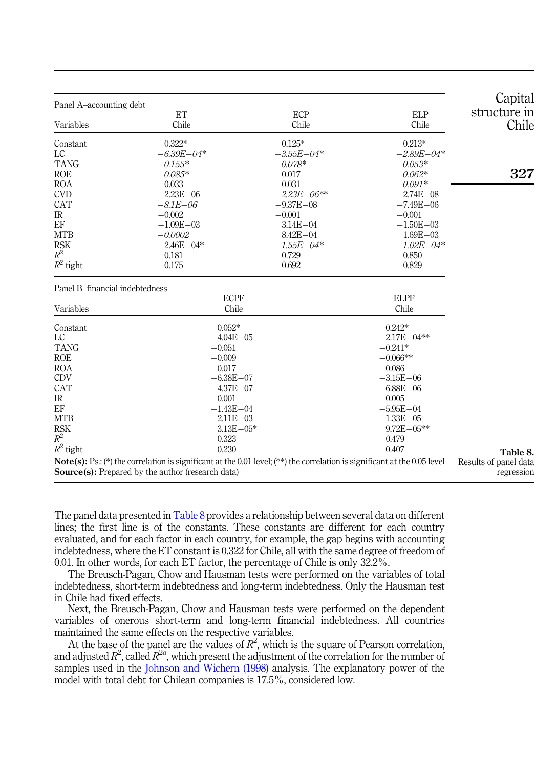**Table 8.** Results of panel data regression

| Panel A–accounting debt | | | |
|---|---|---|---|
| Variables | ET Chile | ECP Chile | ELP Chile |
| Constant | 0.322* | 0.125* | 0.213* |
| LC | *−6.39E−04** | *−3.55E−04** | *−2.89E−04** |
| TANG | *0.155** | *0.078** | *0.053** |
| ROE | *−0.085** | −0.017 | *−0.062** |
| ROA | −0.033 | 0.031 | *−0.091** |
| CVD | −2.23E−06 | *−2.23E−06*** | −2.74E−08 |
| CAT | *−8.1E−06* | −9.37E−08 | −7.49E−06 |
| IR | −0.002 | −0.001 | −0.001 |
| EF | −1.09E−03 | 3.14E−04 | −1.50E−03 |
| MTB | *−0.0002* | 8.42E−04 | 1.69E−03 |
| RSK | 2.46E−04* | *1.55E−04** | *1.02E−04** |
| $R^2$ | 0.181 | 0.729 | 0.850 |
| $R^2$ tight | 0.175 | 0.692 | 0.829 |

| Panel B–financial indebtedness | | |
|---|---|---|
| Variables | ECPF Chile | ELPF Chile |
| Constant | 0.052* | 0.242* |
| LC | −4.04E−05 | −2.17E−04** |
| TANG | −0.051 | −0.241* |
| ROE | −0.009 | −0.066** |
| ROA | −0.017 | −0.086 |
| CDV | −6.38E−07 | −3.15E−06 |
| CAT | −4.37E−07 | −6.88E−06 |
| IR | −0.001 | −0.005 |
| EF | −1.43E−04 | −5.95E−04 |
| MTB | −2.11E−03 | 1.33E−05 |
| RSK | 3.13E−05* | 9.72E−05** |
| $R^2$ | 0.323 | 0.479 |
| $R^2$ tight | 0.230 | 0.407 |

**Note(s):** Ps.: (*) the correlation is significant at the 0.01 level; (**) the correlation is significant at the 0.05 level
**Source(s):** Prepared by the author (research data)

The panel data presented in Table 8 provides a relationship between several data on different lines; the first line is of the constants. These constants are different for each country evaluated, and for each factor in each country, for example, the gap begins with accounting indebtedness, where the ET constant is 0.322 for Chile, all with the same degree of freedom of 0.01. In other words, for each ET factor, the percentage of Chile is only 32.2%.

The Breusch-Pagan, Chow and Hausman tests were performed on the variables of total indebtedness, short-term indebtedness and long-term indebtedness. Only the Hausman test in Chile had fixed effects.

Next, the Breusch-Pagan, Chow and Hausman tests were performed on the dependent variables of onerous short-term and long-term financial indebtedness. All countries maintained the same effects on the respective variables.

At the base of the panel are the values of $R^2$, which is the square of Pearson correlation, and adjusted $R^2$, called $R^{2a}$, which present the adjustment of the correlation for the number of samples used in the Johnson and Wichern (1998) analysis. The explanatory power of the model with total debt for Chilean companies is 17.5%, considered low.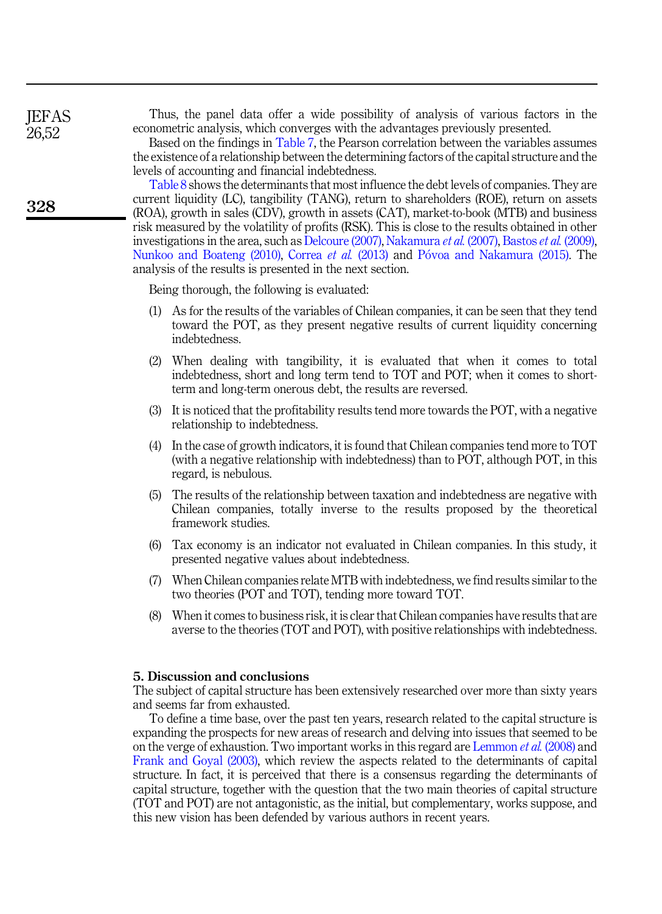Thus, the panel data offer a wide possibility of analysis of various factors in the econometric analysis, which converges with the advantages previously presented.

Based on the findings in Table 7, the Pearson correlation between the variables assumes the existence of a relationship between the determining factors of the capital structure and the levels of accounting and financial indebtedness.

Table 8 shows the determinants that most influence the debt levels of companies. They are current liquidity (LC), tangibility (TANG), return to shareholders (ROE), return on assets (ROA), growth in sales (CDV), growth in assets (CAT), market-to-book (MTB) and business risk measured by the volatility of profits (RSK). This is close to the results obtained in other investigations in the area, such as Delcoure (2007), Nakamura *et al.* (2007), Bastos *et al.* (2009), Nunkoo and Boateng (2010), Correa *et al.* (2013) and Póvoa and Nakamura (2015). The analysis of the results is presented in the next section.

Being thorough, the following is evaluated:

1. As for the results of the variables of Chilean companies, it can be seen that they tend toward the POT, as they present negative results of current liquidity concerning indebtedness.
2. When dealing with tangibility, it is evaluated that when it comes to total indebtedness, short and long term tend to TOT and POT; when it comes to short-term and long-term onerous debt, the results are reversed.
3. It is noticed that the profitability results tend more towards the POT, with a negative relationship to indebtedness.
4. In the case of growth indicators, it is found that Chilean companies tend more to TOT (with a negative relationship with indebtedness) than to POT, although POT, in this regard, is nebulous.
5. The results of the relationship between taxation and indebtedness are negative with Chilean companies, totally inverse to the results proposed by the theoretical framework studies.
6. Tax economy is an indicator not evaluated in Chilean companies. In this study, it presented negative values about indebtedness.
7. When Chilean companies relate MTB with indebtedness, we find results similar to the two theories (POT and TOT), tending more toward TOT.
8. When it comes to business risk, it is clear that Chilean companies have results that are averse to the theories (TOT and POT), with positive relationships with indebtedness.

## 5. Discussion and conclusions

The subject of capital structure has been extensively researched over more than sixty years and seems far from exhausted.

To define a time base, over the past ten years, research related to the capital structure is expanding the prospects for new areas of research and delving into issues that seemed to be on the verge of exhaustion. Two important works in this regard are Lemmon *et al.* (2008) and Frank and Goyal (2003), which review the aspects related to the determinants of capital structure. In fact, it is perceived that there is a consensus regarding the determinants of capital structure, together with the question that the two main theories of capital structure (TOT and POT) are not antagonistic, as the initial, but complementary, works suppose, and this new vision has been defended by various authors in recent years.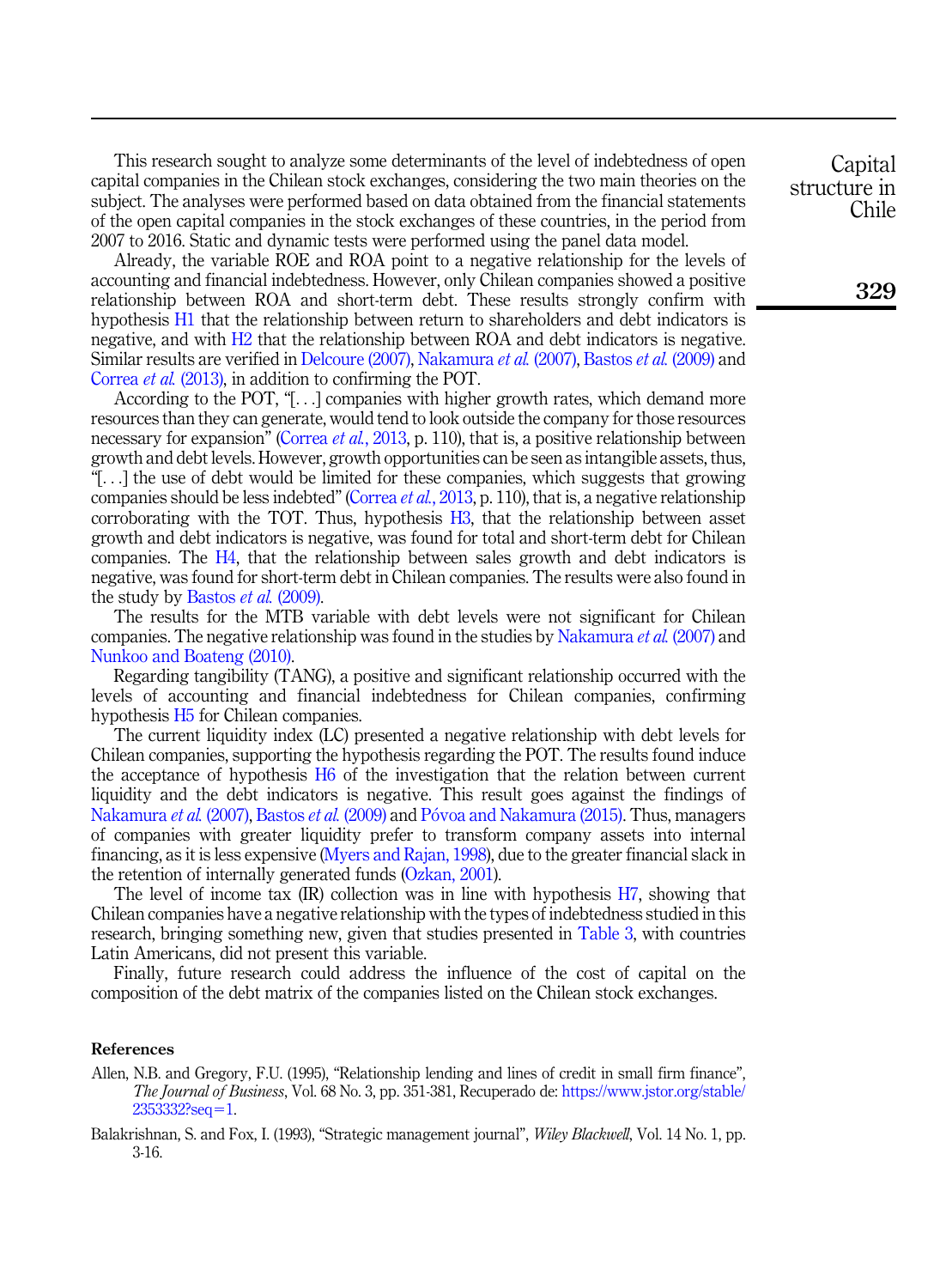This research sought to analyze some determinants of the level of indebtedness of open capital companies in the Chilean stock exchanges, considering the two main theories on the subject. The analyses were performed based on data obtained from the financial statements of the open capital companies in the stock exchanges of these countries, in the period from 2007 to 2016. Static and dynamic tests were performed using the panel data model.

Already, the variable ROE and ROA point to a negative relationship for the levels of accounting and financial indebtedness. However, only Chilean companies showed a positive relationship between ROA and short-term debt. These results strongly confirm with hypothesis H1 that the relationship between return to shareholders and debt indicators is negative, and with H2 that the relationship between ROA and debt indicators is negative. Similar results are verified in Delcoure (2007), Nakamura *et al.* (2007), Bastos *et al.* (2009) and Correa *et al.* (2013), in addition to confirming the POT.

According to the POT, "[...] companies with higher growth rates, which demand more resources than they can generate, would tend to look outside the company for those resources necessary for expansion" (Correa *et al.*, 2013, p. 110), that is, a positive relationship between growth and debt levels. However, growth opportunities can be seen as intangible assets, thus, "[...] the use of debt would be limited for these companies, which suggests that growing companies should be less indebted" (Correa *et al.*, 2013, p. 110), that is, a negative relationship corroborating with the TOT. Thus, hypothesis H3, that the relationship between asset growth and debt indicators is negative, was found for total and short-term debt for Chilean companies. The H4, that the relationship between sales growth and debt indicators is negative, was found for short-term debt in Chilean companies. The results were also found in the study by Bastos *et al.* (2009).

The results for the MTB variable with debt levels were not significant for Chilean companies. The negative relationship was found in the studies by Nakamura *et al.* (2007) and Nunkoo and Boateng (2010).

Regarding tangibility (TANG), a positive and significant relationship occurred with the levels of accounting and financial indebtedness for Chilean companies, confirming hypothesis H5 for Chilean companies.

The current liquidity index (LC) presented a negative relationship with debt levels for Chilean companies, supporting the hypothesis regarding the POT. The results found induce the acceptance of hypothesis H6 of the investigation that the relation between current liquidity and the debt indicators is negative. This result goes against the findings of Nakamura *et al.* (2007), Bastos *et al.* (2009) and Póvoa and Nakamura (2015). Thus, managers of companies with greater liquidity prefer to transform company assets into internal financing, as it is less expensive (Myers and Rajan, 1998), due to the greater financial slack in the retention of internally generated funds (Ozkan, 2001).

The level of income tax (IR) collection was in line with hypothesis H7, showing that Chilean companies have a negative relationship with the types of indebtedness studied in this research, bringing something new, given that studies presented in Table 3, with countries Latin Americans, did not present this variable.

Finally, future research could address the influence of the cost of capital on the composition of the debt matrix of the companies listed on the Chilean stock exchanges.

## References

Allen, N.B. and Gregory, F.U. (1995), "Relationship lending and lines of credit in small firm finance", *The Journal of Business*, Vol. 68 No. 3, pp. 351-381, Recuperado de: https://www.jstor.org/stable/2353332?seq=1.

Balakrishnan, S. and Fox, I. (1993), "Strategic management journal", *Wiley Blackwell*, Vol. 14 No. 1, pp. 3-16.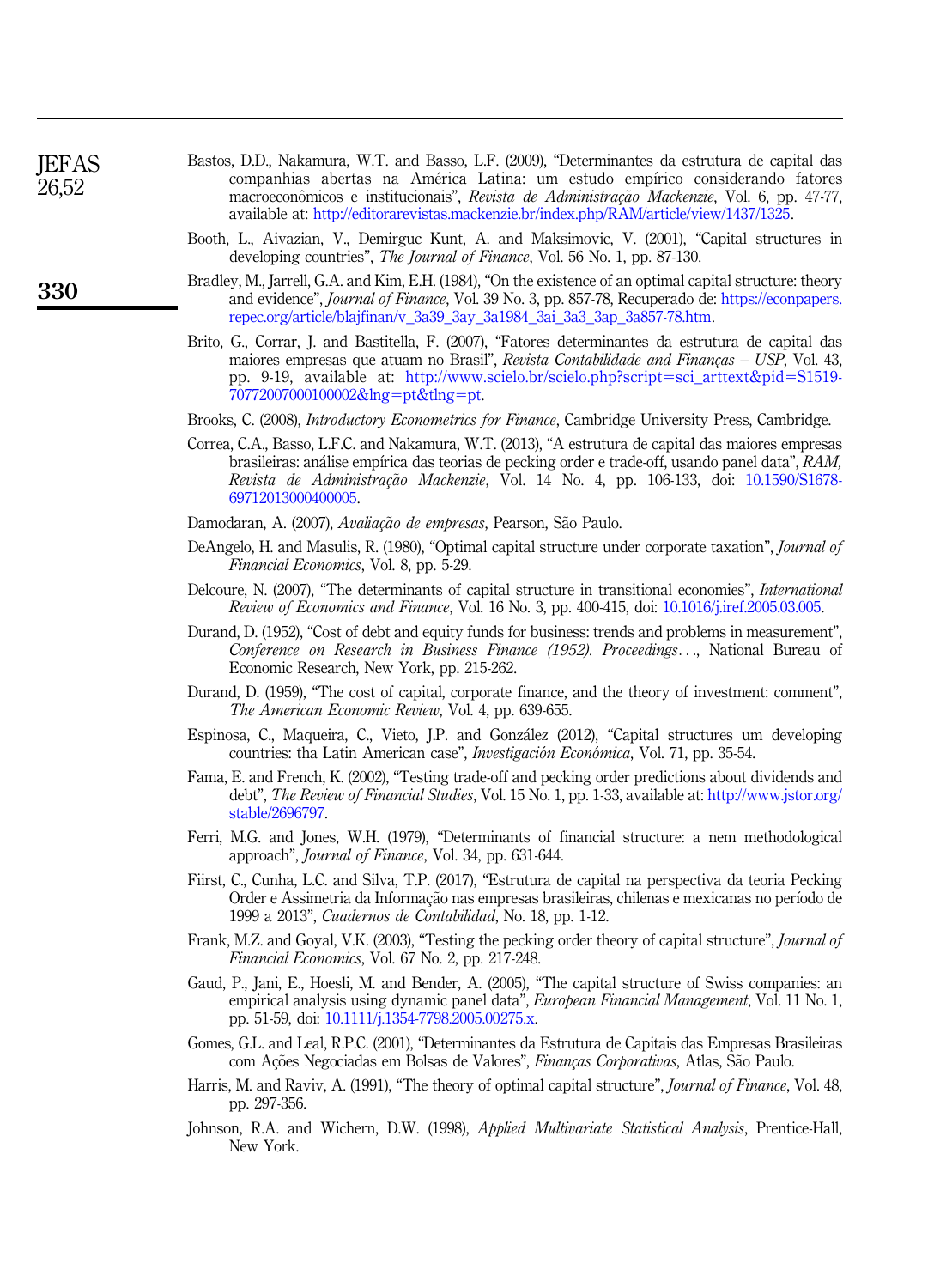Bastos, D.D., Nakamura, W.T. and Basso, L.F. (2009), "Determinantes da estrutura de capital das companhias abertas na América Latina: um estudo empírico considerando fatores macroeconômicos e institucionais", *Revista de Administração Mackenzie*, Vol. 6, pp. 47-77, available at: http://editorarevistas.mackenzie.br/index.php/RAM/article/view/1437/1325.

Booth, L., Aivazian, V., Demirguc Kunt, A. and Maksimovic, V. (2001), "Capital structures in developing countries", *The Journal of Finance*, Vol. 56 No. 1, pp. 87-130.

Bradley, M., Jarrell, G.A. and Kim, E.H. (1984), "On the existence of an optimal capital structure: theory and evidence", *Journal of Finance*, Vol. 39 No. 3, pp. 857-78, Recuperado de: https://econpapers.repec.org/article/blajfinan/v_3a39_3ay_3a1984_3ai_3a3_3ap_3a857-78.htm.

Brito, G., Corrar, J. and Bastitella, F. (2007), "Fatores determinantes da estrutura de capital das maiores empresas que atuam no Brasil", *Revista Contabilidade and Finanças – USP*, Vol. 43, pp. 9-19, available at: http://www.scielo.br/scielo.php?script=sci_arttext&pid=S1519-70772007000100002&lng=pt&tlng=pt.

Brooks, C. (2008), *Introductory Econometrics for Finance*, Cambridge University Press, Cambridge.

Correa, C.A., Basso, L.F.C. and Nakamura, W.T. (2013), "A estrutura de capital das maiores empresas brasileiras: análise empírica das teorias de pecking order e trade-off, usando panel data", *RAM, Revista de Administração Mackenzie*, Vol. 14 No. 4, pp. 106-133, doi: 10.1590/S1678-69712013000400005.

Damodaran, A. (2007), *Avaliação de empresas*, Pearson, São Paulo.

DeAngelo, H. and Masulis, R. (1980), "Optimal capital structure under corporate taxation", *Journal of Financial Economics*, Vol. 8, pp. 5-29.

Delcoure, N. (2007), "The determinants of capital structure in transitional economies", *International Review of Economics and Finance*, Vol. 16 No. 3, pp. 400-415, doi: 10.1016/j.iref.2005.03.005.

Durand, D. (1952), "Cost of debt and equity funds for business: trends and problems in measurement", *Conference on Research in Business Finance (1952). Proceedings...*, National Bureau of Economic Research, New York, pp. 215-262.

Durand, D. (1959), "The cost of capital, corporate finance, and the theory of investment: comment", *The American Economic Review*, Vol. 4, pp. 639-655.

Espinosa, C., Maqueira, C., Vieto, J.P. and González (2012), "Capital structures um developing countries: tha Latin American case", *Investigación Económica*, Vol. 71, pp. 35-54.

Fama, E. and French, K. (2002), "Testing trade-off and pecking order predictions about dividends and debt", *The Review of Financial Studies*, Vol. 15 No. 1, pp. 1-33, available at: http://www.jstor.org/stable/2696797.

Ferri, M.G. and Jones, W.H. (1979), "Determinants of financial structure: a nem methodological approach", *Journal of Finance*, Vol. 34, pp. 631-644.

Fiirst, C., Cunha, L.C. and Silva, T.P. (2017), "Estrutura de capital na perspectiva da teoria Pecking Order e Assimetria da Informação nas empresas brasileiras, chilenas e mexicanas no período de 1999 a 2013", *Cuadernos de Contabilidad*, No. 18, pp. 1-12.

Frank, M.Z. and Goyal, V.K. (2003), "Testing the pecking order theory of capital structure", *Journal of Financial Economics*, Vol. 67 No. 2, pp. 217-248.

Gaud, P., Jani, E., Hoesli, M. and Bender, A. (2005), "The capital structure of Swiss companies: an empirical analysis using dynamic panel data", *European Financial Management*, Vol. 11 No. 1, pp. 51-59, doi: 10.1111/j.1354-7798.2005.00275.x.

Gomes, G.L. and Leal, R.P.C. (2001), "Determinantes da Estrutura de Capitais das Empresas Brasileiras com Ações Negociadas em Bolsas de Valores", *Finanças Corporativas*, Atlas, São Paulo.

Harris, M. and Raviv, A. (1991), "The theory of optimal capital structure", *Journal of Finance*, Vol. 48, pp. 297-356.

Johnson, R.A. and Wichern, D.W. (1998), *Applied Multivariate Statistical Analysis*, Prentice-Hall, New York.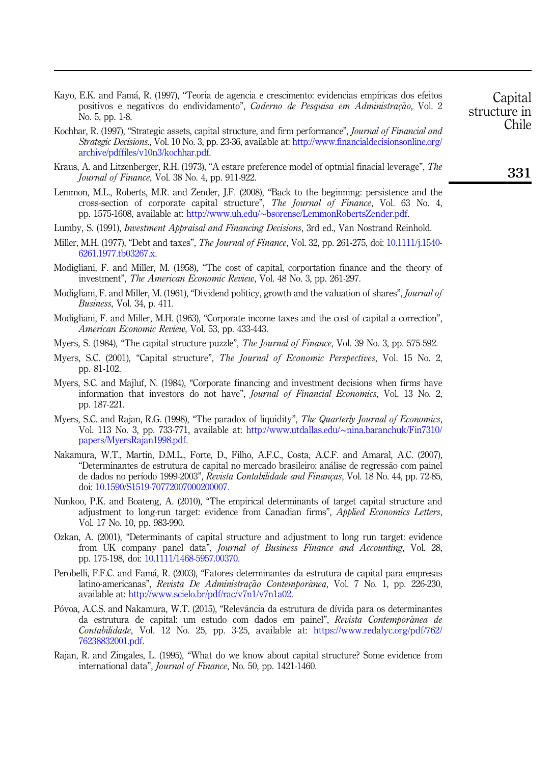Kayo, E.K. and Famá, R. (1997), "Teoria de agencia e crescimento: evidencias empíricas dos efeitos positivos e negativos do endividamento", *Caderno de Pesquisa em Administração*, Vol. 2 No. 5, pp. 1-8.

Kochhar, R. (1997), "Strategic assets, capital structure, and firm performance", *Journal of Financial and Strategic Decisions.*, Vol. 10 No. 3, pp. 23-36, available at: http://www.financialdecisionsonline.org/archive/pdffiles/v10n3/kochhar.pdf.

Kraus, A. and Litzenberger, R.H. (1973), "A estare preference model of optmial finacial leverage", *The Journal of Finance*, Vol. 38 No. 4, pp. 911-922.

Lemmon, M.L., Roberts, M.R. and Zender, J.F. (2008), "Back to the beginning: persistence and the cross-section of corporate capital structure", *The Journal of Finance*, Vol. 63 No. 4, pp. 1575-1608, available at: http://www.uh.edu/~bsorense/LemmonRobertsZender.pdf.

Lumby, S. (1991), *Investment Appraisal and Financing Decisions*, 3rd ed., Van Nostrand Reinhold.

Miller, M.H. (1977), "Debt and taxes", *The Journal of Finance*, Vol. 32, pp. 261-275, doi: 10.1111/j.1540-6261.1977.tb03267.x.

Modigliani, F. and Miller, M. (1958), "The cost of capital, corportation finance and the theory of investment", *The American Economic Review*, Vol. 48 No. 3, pp. 261-297.

Modigliani, F. and Miller, M. (1961), "Dividend politicy, growth and the valuation of shares", *Journal of Business*, Vol. 34, p. 411.

Modigliani, F. and Miller, M.H. (1963), "Corporate income taxes and the cost of capital a correction", *American Economic Review*, Vol. 53, pp. 433-443.

Myers, S. (1984), "The capital structure puzzle", *The Journal of Finance*, Vol. 39 No. 3, pp. 575-592.

Myers, S.C. (2001), "Capital structure", *The Journal of Economic Perspectives*, Vol. 15 No. 2, pp. 81-102.

Myers, S.C. and Majluf, N. (1984), "Corporate financing and investment decisions when firms have information that investors do not have", *Journal of Financial Economics*, Vol. 13 No. 2, pp. 187-221.

Myers, S.C. and Rajan, R.G. (1998), "The paradox of liquidity", *The Quarterly Journal of Economics*, Vol. 113 No. 3, pp. 733-771, available at: http://www.utdallas.edu/~nina.baranchuk/Fin7310/papers/MyersRajan1998.pdf.

Nakamura, W.T., Martin, D.M.L., Forte, D., Filho, A.F.C., Costa, A.C.F. and Amaral, A.C. (2007), "Determinantes de estrutura de capital no mercado brasileiro: análise de regressão com painel de dados no período 1999-2003", *Revista Contabilidade and Finanças*, Vol. 18 No. 44, pp. 72-85, doi: 10.1590/S1519-70772007000200007.

Nunkoo, P.K. and Boateng, A. (2010), "The empirical determinants of target capital structure and adjustment to long-run target: evidence from Canadian firms", *Applied Economics Letters*, Vol. 17 No. 10, pp. 983-990.

Ozkan, A. (2001), "Determinants of capital structure and adjustment to long run target: evidence from UK company panel data", *Journal of Business Finance and Accounting*, Vol. 28, pp. 175-198, doi: 10.1111/1468-5957.00370.

Perobelli, F.F.C. and Famá, R. (2003), "Fatores determinantes da estrutura de capital para empresas latino-americanas", *Revista De Administração Contemporânea*, Vol. 7 No. 1, pp. 226-230, available at: http://www.scielo.br/pdf/rac/v7n1/v7n1a02.

Póvoa, A.C.S. and Nakamura, W.T. (2015), "Relevância da estrutura de dívida para os determinantes da estrutura de capital: um estudo com dados em painel", *Revista Contemporânea de Contabilidade*, Vol. 12 No. 25, pp. 3-25, available at: https://www.redalyc.org/pdf/762/76238832001.pdf.

Rajan, R. and Zingales, L. (1995), "What do we know about capital structure? Some evidence from international data", *Journal of Finance*, No. 50, pp. 1421-1460.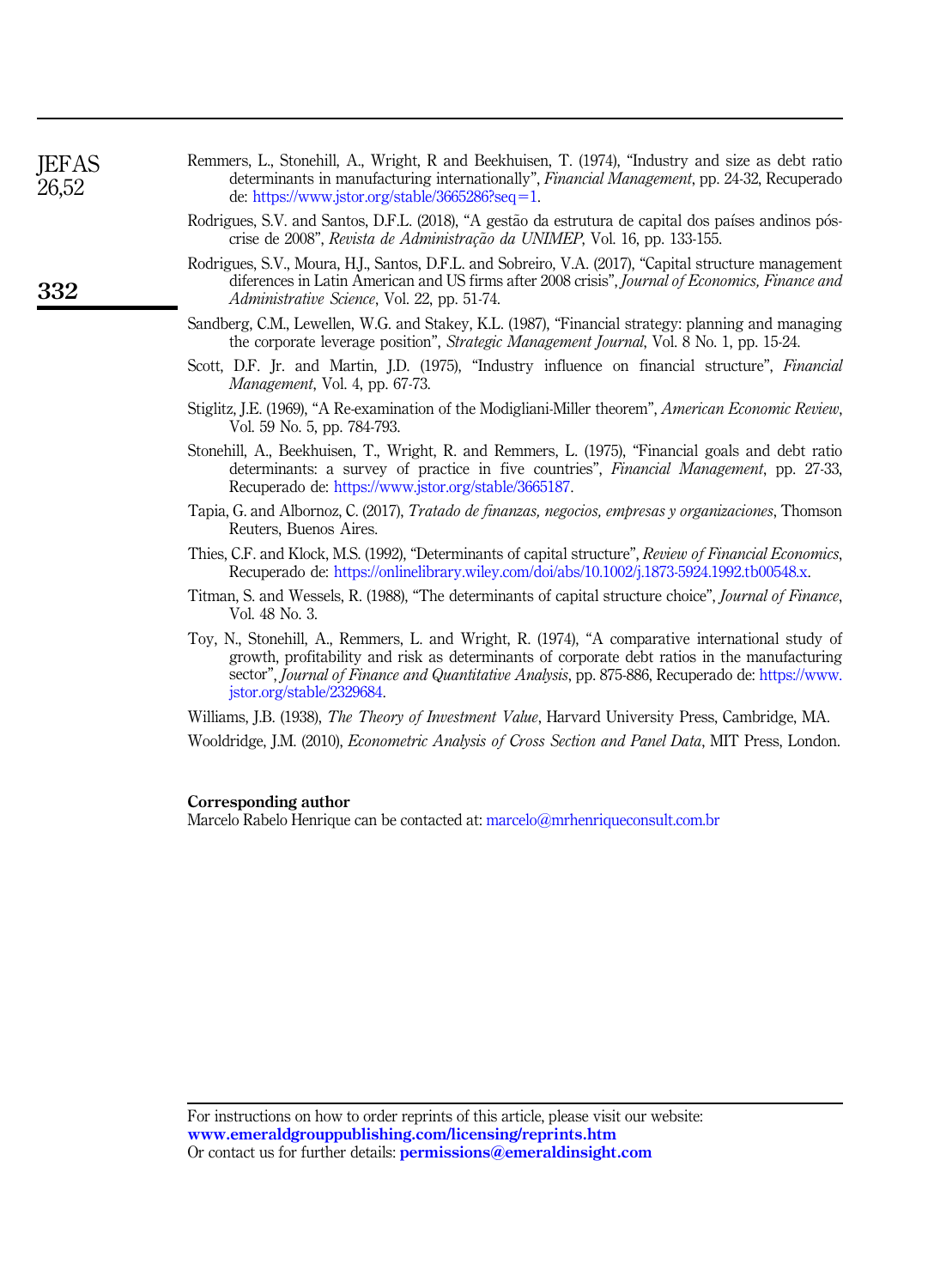Remmers, L., Stonehill, A., Wright, R and Beekhuisen, T. (1974), "Industry and size as debt ratio determinants in manufacturing internationally", *Financial Management*, pp. 24-32, Recuperado de: https://www.jstor.org/stable/3665286?seq=1.

Rodrigues, S.V. and Santos, D.F.L. (2018), "A gestão da estrutura de capital dos países andinos pós-crise de 2008", *Revista de Administração da UNIMEP*, Vol. 16, pp. 133-155.

Rodrigues, S.V., Moura, H.J., Santos, D.F.L. and Sobreiro, V.A. (2017), "Capital structure management diferences in Latin American and US firms after 2008 crisis", *Journal of Economics, Finance and Administrative Science*, Vol. 22, pp. 51-74.

Sandberg, C.M., Lewellen, W.G. and Stakey, K.L. (1987), "Financial strategy: planning and managing the corporate leverage position", *Strategic Management Journal*, Vol. 8 No. 1, pp. 15-24.

Scott, D.F. Jr. and Martin, J.D. (1975), "Industry influence on financial structure", *Financial Management*, Vol. 4, pp. 67-73.

Stiglitz, J.E. (1969), "A Re-examination of the Modigliani-Miller theorem", *American Economic Review*, Vol. 59 No. 5, pp. 784-793.

Stonehill, A., Beekhuisen, T., Wright, R. and Remmers, L. (1975), "Financial goals and debt ratio determinants: a survey of practice in five countries", *Financial Management*, pp. 27-33, Recuperado de: https://www.jstor.org/stable/3665187.

Tapia, G. and Albornoz, C. (2017), *Tratado de finanzas, negocios, empresas y organizaciones*, Thomson Reuters, Buenos Aires.

Thies, C.F. and Klock, M.S. (1992), "Determinants of capital structure", *Review of Financial Economics*, Recuperado de: https://onlinelibrary.wiley.com/doi/abs/10.1002/j.1873-5924.1992.tb00548.x.

Titman, S. and Wessels, R. (1988), "The determinants of capital structure choice", *Journal of Finance*, Vol. 48 No. 3.

Toy, N., Stonehill, A., Remmers, L. and Wright, R. (1974), "A comparative international study of growth, profitability and risk as determinants of corporate debt ratios in the manufacturing sector", *Journal of Finance and Quantitative Analysis*, pp. 875-886, Recuperado de: https://www.jstor.org/stable/2329684.

Williams, J.B. (1938), *The Theory of Investment Value*, Harvard University Press, Cambridge, MA.

Wooldridge, J.M. (2010), *Econometric Analysis of Cross Section and Panel Data*, MIT Press, London.

**Corresponding author**

Marcelo Rabelo Henrique can be contacted at: marcelo@mrhenriqueconsult.com.br

For instructions on how to order reprints of this article, please visit our website:
**www.emeraldgrouppublishing.com/licensing/reprints.htm**
Or contact us for further details: **permissions@emeraldinsight.com**